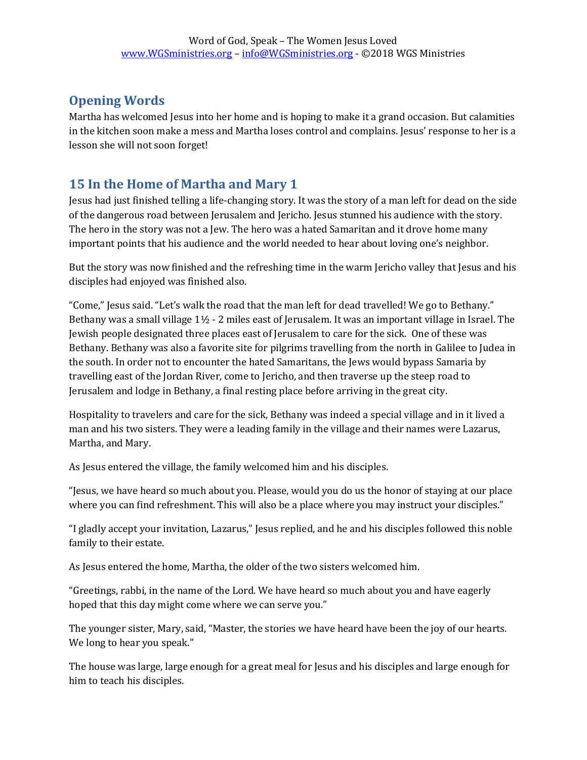## Opening Words

Martha has welcomed Jesus into her home and is hoping to make it a grand occasion. But calamities in the kitchen soon make a mess and Martha loses control and complains. Jesus' response to her is a lesson she will not soon forget!

## 15 In the Home of Martha and Mary 1

Jesus had just finished telling a life-changing story. It was the story of a man left for dead on the side of the dangerous road between Jerusalem and Jericho. Jesus stunned his audience with the story. The hero in the story was not a Jew. The hero was a hated Samaritan and it drove home many important points that his audience and the world needed to hear about loving one's neighbor.

But the story was now finished and the refreshing time in the warm Jericho valley that Jesus and his disciples had enjoyed was finished also.

"Come," Jesus said. "Let's walk the road that the man left for dead travelled! We go to Bethany." Bethany was a small village 1½ - 2 miles east of Jerusalem. It was an important village in Israel. The Jewish people designated three places east of Jerusalem to care for the sick. One of these was Bethany. Bethany was also a favorite site for pilgrims travelling from the north in Galilee to Judea in the south. In order not to encounter the hated Samaritans, the Jews would bypass Samaria by travelling east of the Jordan River, come to Jericho, and then traverse up the steep road to Jerusalem and lodge in Bethany, a final resting place before arriving in the great city.

Hospitality to travelers and care for the sick, Bethany was indeed a special village and in it lived a man and his two sisters. They were a leading family in the village and their names were Lazarus, Martha, and Mary.

As Jesus entered the village, the family welcomed him and his disciples.

"Jesus, we have heard so much about you. Please, would you do us the honor of staying at our place where you can find refreshment. This will also be a place where you may instruct your disciples."

"I gladly accept your invitation, Lazarus," Jesus replied, and he and his disciples followed this noble family to their estate.

As Jesus entered the home, Martha, the older of the two sisters welcomed him.

"Greetings, rabbi, in the name of the Lord. We have heard so much about you and have eagerly hoped that this day might come where we can serve you."

The younger sister, Mary, said, "Master, the stories we have heard have been the joy of our hearts. We long to hear you speak."

The house was large, large enough for a great meal for Jesus and his disciples and large enough for him to teach his disciples.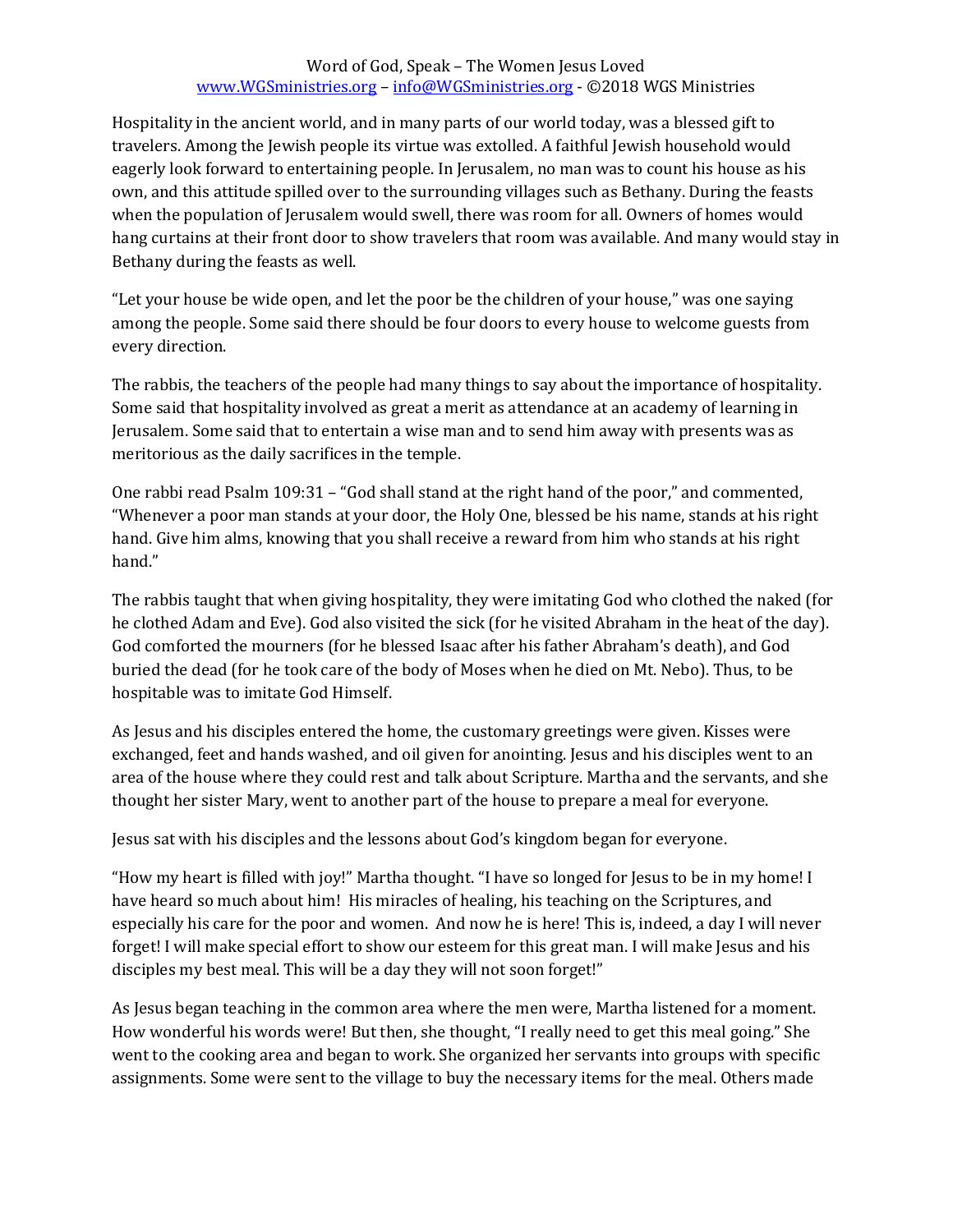Hospitality in the ancient world, and in many parts of our world today, was a blessed gift to travelers. Among the Jewish people its virtue was extolled. A faithful Jewish household would eagerly look forward to entertaining people. In Jerusalem, no man was to count his house as his own, and this attitude spilled over to the surrounding villages such as Bethany. During the feasts when the population of Jerusalem would swell, there was room for all. Owners of homes would hang curtains at their front door to show travelers that room was available. And many would stay in Bethany during the feasts as well.

"Let your house be wide open, and let the poor be the children of your house," was one saying among the people. Some said there should be four doors to every house to welcome guests from every direction.

The rabbis, the teachers of the people had many things to say about the importance of hospitality. Some said that hospitality involved as great a merit as attendance at an academy of learning in Jerusalem. Some said that to entertain a wise man and to send him away with presents was as meritorious as the daily sacrifices in the temple.

One rabbi read Psalm 109:31 – "God shall stand at the right hand of the poor," and commented, "Whenever a poor man stands at your door, the Holy One, blessed be his name, stands at his right hand. Give him alms, knowing that you shall receive a reward from him who stands at his right hand."

The rabbis taught that when giving hospitality, they were imitating God who clothed the naked (for he clothed Adam and Eve). God also visited the sick (for he visited Abraham in the heat of the day). God comforted the mourners (for he blessed Isaac after his father Abraham's death), and God buried the dead (for he took care of the body of Moses when he died on Mt. Nebo). Thus, to be hospitable was to imitate God Himself.

As Jesus and his disciples entered the home, the customary greetings were given. Kisses were exchanged, feet and hands washed, and oil given for anointing. Jesus and his disciples went to an area of the house where they could rest and talk about Scripture. Martha and the servants, and she thought her sister Mary, went to another part of the house to prepare a meal for everyone.

Jesus sat with his disciples and the lessons about God's kingdom began for everyone.

"How my heart is filled with joy!" Martha thought. "I have so longed for Jesus to be in my home! I have heard so much about him! His miracles of healing, his teaching on the Scriptures, and especially his care for the poor and women. And now he is here! This is, indeed, a day I will never forget! I will make special effort to show our esteem for this great man. I will make Jesus and his disciples my best meal. This will be a day they will not soon forget!"

As Jesus began teaching in the common area where the men were, Martha listened for a moment. How wonderful his words were! But then, she thought, "I really need to get this meal going." She went to the cooking area and began to work. She organized her servants into groups with specific assignments. Some were sent to the village to buy the necessary items for the meal. Others made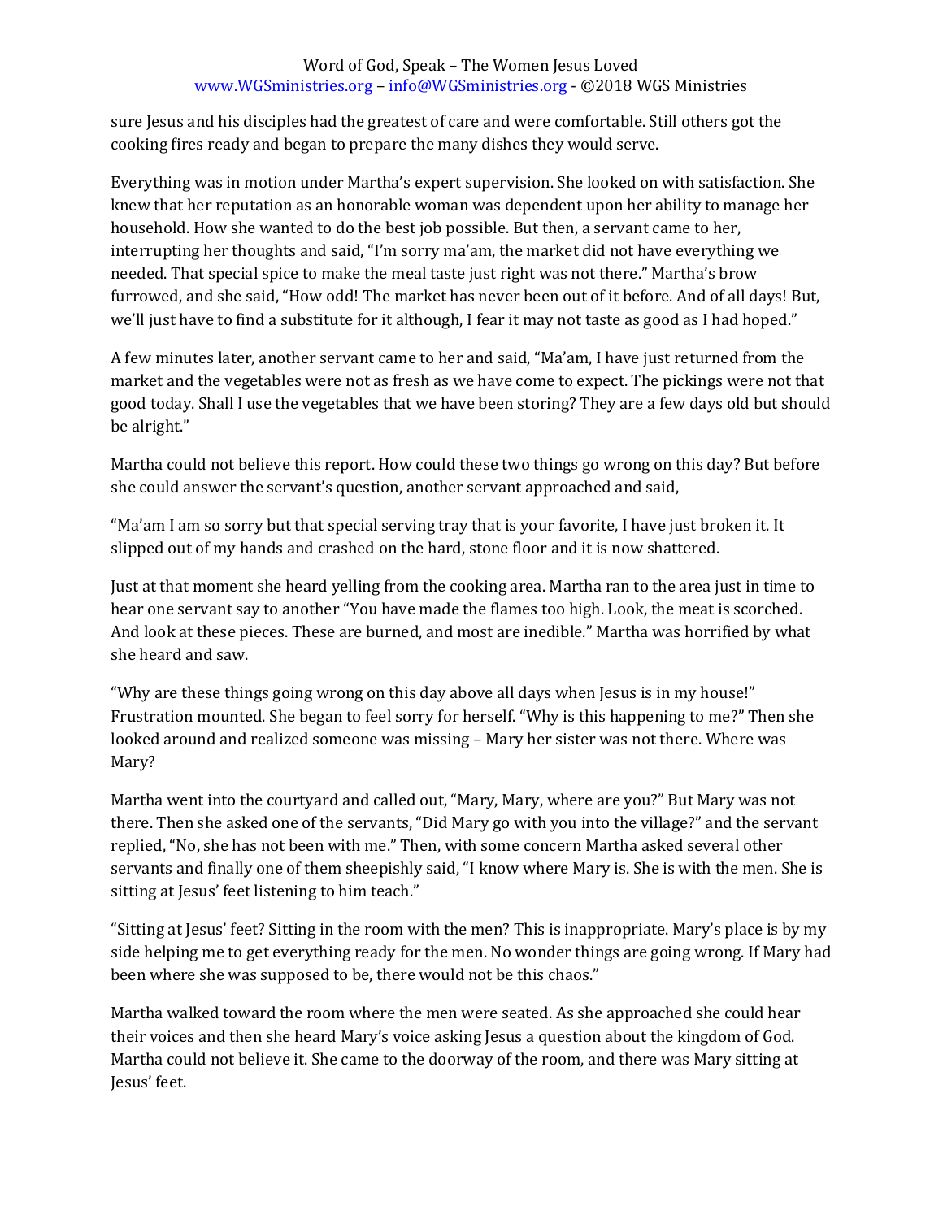sure Jesus and his disciples had the greatest of care and were comfortable. Still others got the cooking fires ready and began to prepare the many dishes they would serve.

Everything was in motion under Martha's expert supervision. She looked on with satisfaction. She knew that her reputation as an honorable woman was dependent upon her ability to manage her household. How she wanted to do the best job possible. But then, a servant came to her, interrupting her thoughts and said, "I'm sorry ma'am, the market did not have everything we needed. That special spice to make the meal taste just right was not there." Martha's brow furrowed, and she said, "How odd! The market has never been out of it before. And of all days! But, we'll just have to find a substitute for it although, I fear it may not taste as good as I had hoped."

A few minutes later, another servant came to her and said, "Ma'am, I have just returned from the market and the vegetables were not as fresh as we have come to expect. The pickings were not that good today. Shall I use the vegetables that we have been storing? They are a few days old but should be alright."

Martha could not believe this report. How could these two things go wrong on this day? But before she could answer the servant's question, another servant approached and said,

"Ma'am I am so sorry but that special serving tray that is your favorite, I have just broken it. It slipped out of my hands and crashed on the hard, stone floor and it is now shattered.

Just at that moment she heard yelling from the cooking area. Martha ran to the area just in time to hear one servant say to another "You have made the flames too high. Look, the meat is scorched. And look at these pieces. These are burned, and most are inedible." Martha was horrified by what she heard and saw.

"Why are these things going wrong on this day above all days when Jesus is in my house!" Frustration mounted. She began to feel sorry for herself. "Why is this happening to me?" Then she looked around and realized someone was missing – Mary her sister was not there. Where was Mary?

Martha went into the courtyard and called out, "Mary, Mary, where are you?" But Mary was not there. Then she asked one of the servants, "Did Mary go with you into the village?" and the servant replied, "No, she has not been with me." Then, with some concern Martha asked several other servants and finally one of them sheepishly said, "I know where Mary is. She is with the men. She is sitting at Jesus' feet listening to him teach."

"Sitting at Jesus' feet? Sitting in the room with the men? This is inappropriate. Mary's place is by my side helping me to get everything ready for the men. No wonder things are going wrong. If Mary had been where she was supposed to be, there would not be this chaos."

Martha walked toward the room where the men were seated. As she approached she could hear their voices and then she heard Mary's voice asking Jesus a question about the kingdom of God. Martha could not believe it. She came to the doorway of the room, and there was Mary sitting at Jesus' feet.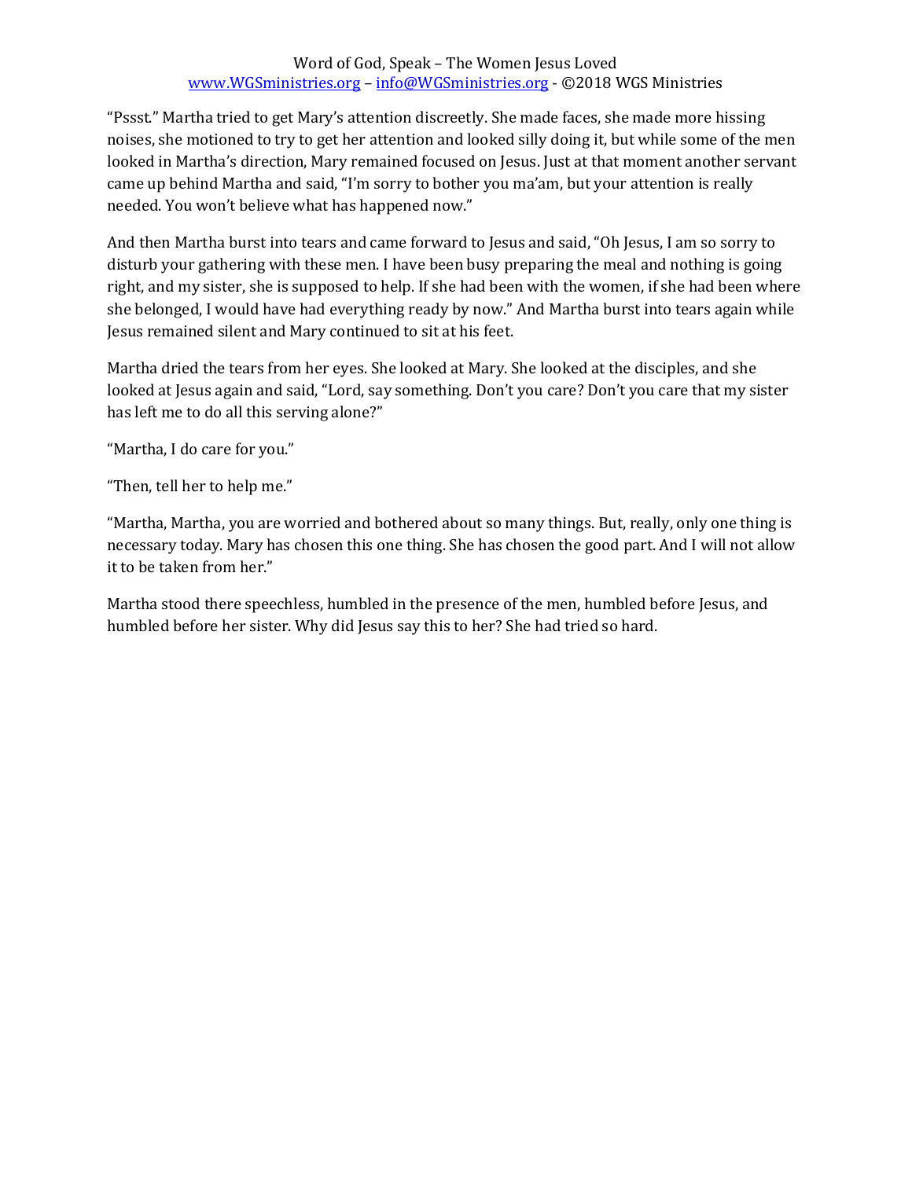“Pssst.” Martha tried to get Mary’s attention discreetly. She made faces, she made more hissing noises, she motioned to try to get her attention and looked silly doing it, but while some of the men looked in Martha’s direction, Mary remained focused on Jesus. Just at that moment another servant came up behind Martha and said, “I’m sorry to bother you ma’am, but your attention is really needed. You won’t believe what has happened now.”

And then Martha burst into tears and came forward to Jesus and said, “Oh Jesus, I am so sorry to disturb your gathering with these men. I have been busy preparing the meal and nothing is going right, and my sister, she is supposed to help. If she had been with the women, if she had been where she belonged, I would have had everything ready by now.” And Martha burst into tears again while Jesus remained silent and Mary continued to sit at his feet.

Martha dried the tears from her eyes. She looked at Mary. She looked at the disciples, and she looked at Jesus again and said, “Lord, say something. Don’t you care? Don’t you care that my sister has left me to do all this serving alone?”

“Martha, I do care for you.”

“Then, tell her to help me.”

“Martha, Martha, you are worried and bothered about so many things. But, really, only one thing is necessary today. Mary has chosen this one thing. She has chosen the good part. And I will not allow it to be taken from her.”

Martha stood there speechless, humbled in the presence of the men, humbled before Jesus, and humbled before her sister. Why did Jesus say this to her? She had tried so hard.